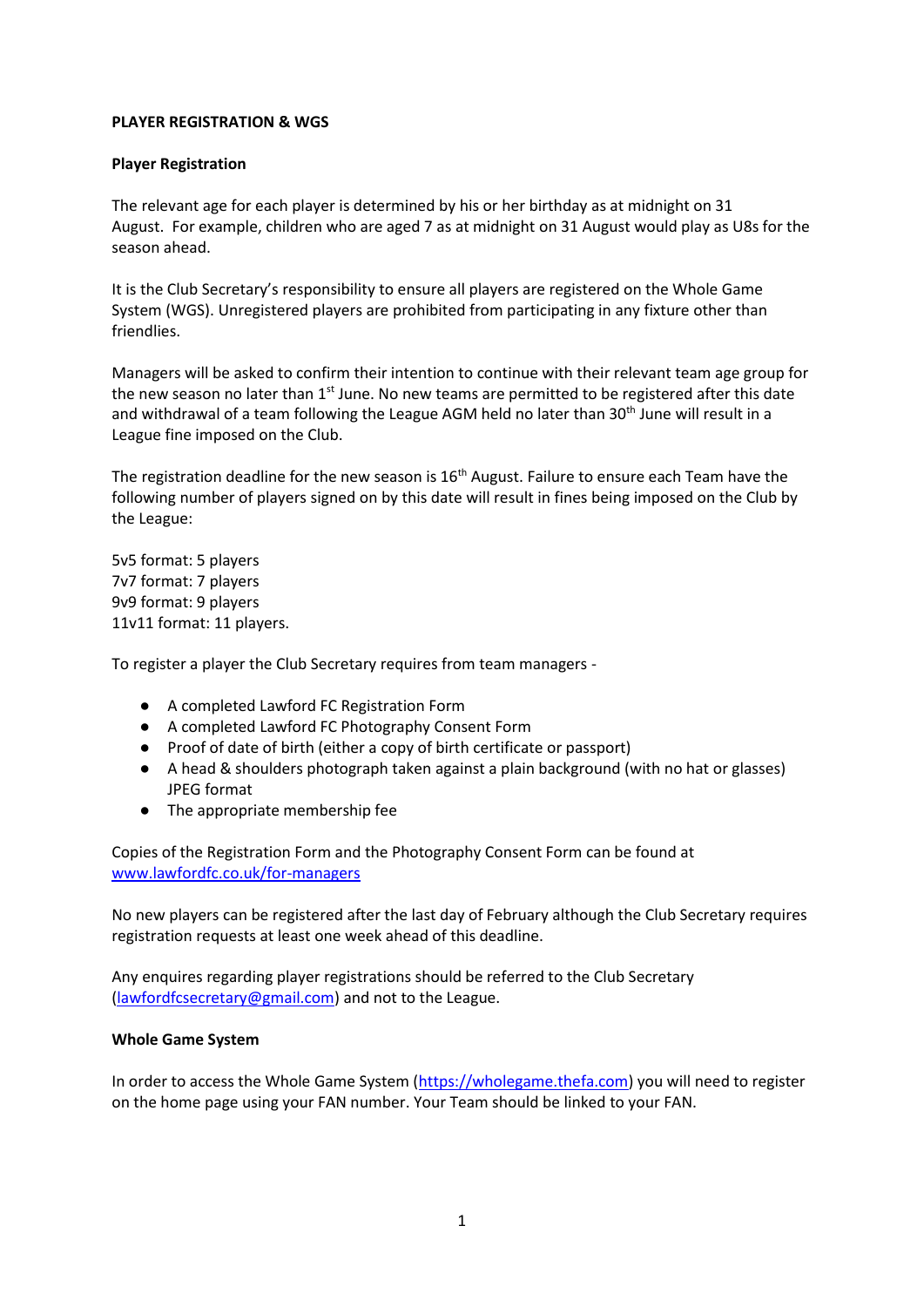**PLAYER REGISTRATION & WGS**

**Player Registration**

The relevant age for each player is determined by his or her birthday as at midnight on 31 August. For example, children who are aged 7 as at midnight on 31 August would play as U8s for the season ahead.

It is the Club Secretary's responsibility to ensure all players are registered on the Whole Game System (WGS). Unregistered players are prohibited from participating in any fixture other than friendlies.

Managers will be asked to confirm their intention to continue with their relevant team age group for the new season no later than 1st June. No new teams are permitted to be registered after this date and withdrawal of a team following the League AGM held no later than 30th June will result in a League fine imposed on the Club.

The registration deadline for the new season is 16th August. Failure to ensure each Team have the following number of players signed on by this date will result in fines being imposed on the Club by the League:

5v5 format: 5 players
7v7 format: 7 players
9v9 format: 9 players
11v11 format: 11 players.

To register a player the Club Secretary requires from team managers -

- A completed Lawford FC Registration Form
- A completed Lawford FC Photography Consent Form
- Proof of date of birth (either a copy of birth certificate or passport)
- A head & shoulders photograph taken against a plain background (with no hat or glasses) JPEG format
- The appropriate membership fee

Copies of the Registration Form and the Photography Consent Form can be found at [www.lawfordfc.co.uk/for-managers](www.lawfordfc.co.uk/for-managers)

No new players can be registered after the last day of February although the Club Secretary requires registration requests at least one week ahead of this deadline.

Any enquires regarding player registrations should be referred to the Club Secretary ([lawfordfcsecretary@gmail.com](mailto:lawfordfcsecretary@gmail.com)) and not to the League.

**Whole Game System**

In order to access the Whole Game System ([https://wholegame.thefa.com](https://wholegame.thefa.com)) you will need to register on the home page using your FAN number. Your Team should be linked to your FAN.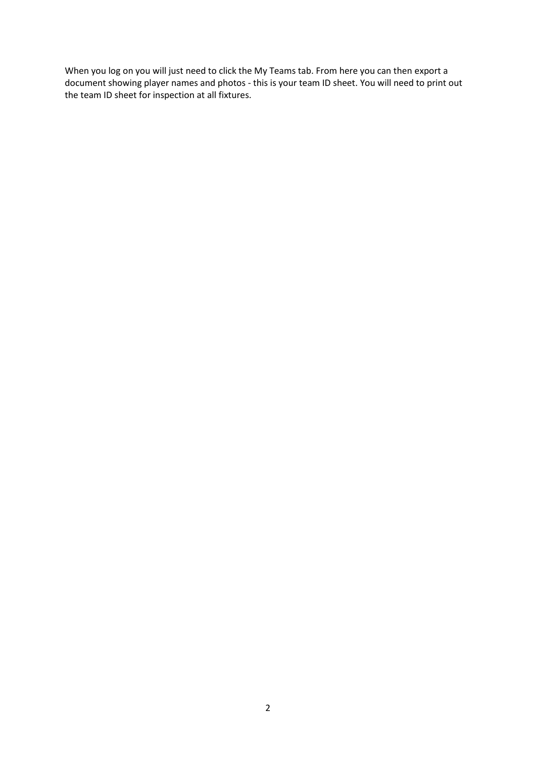When you log on you will just need to click the My Teams tab. From here you can then export a document showing player names and photos - this is your team ID sheet. You will need to print out the team ID sheet for inspection at all fixtures.